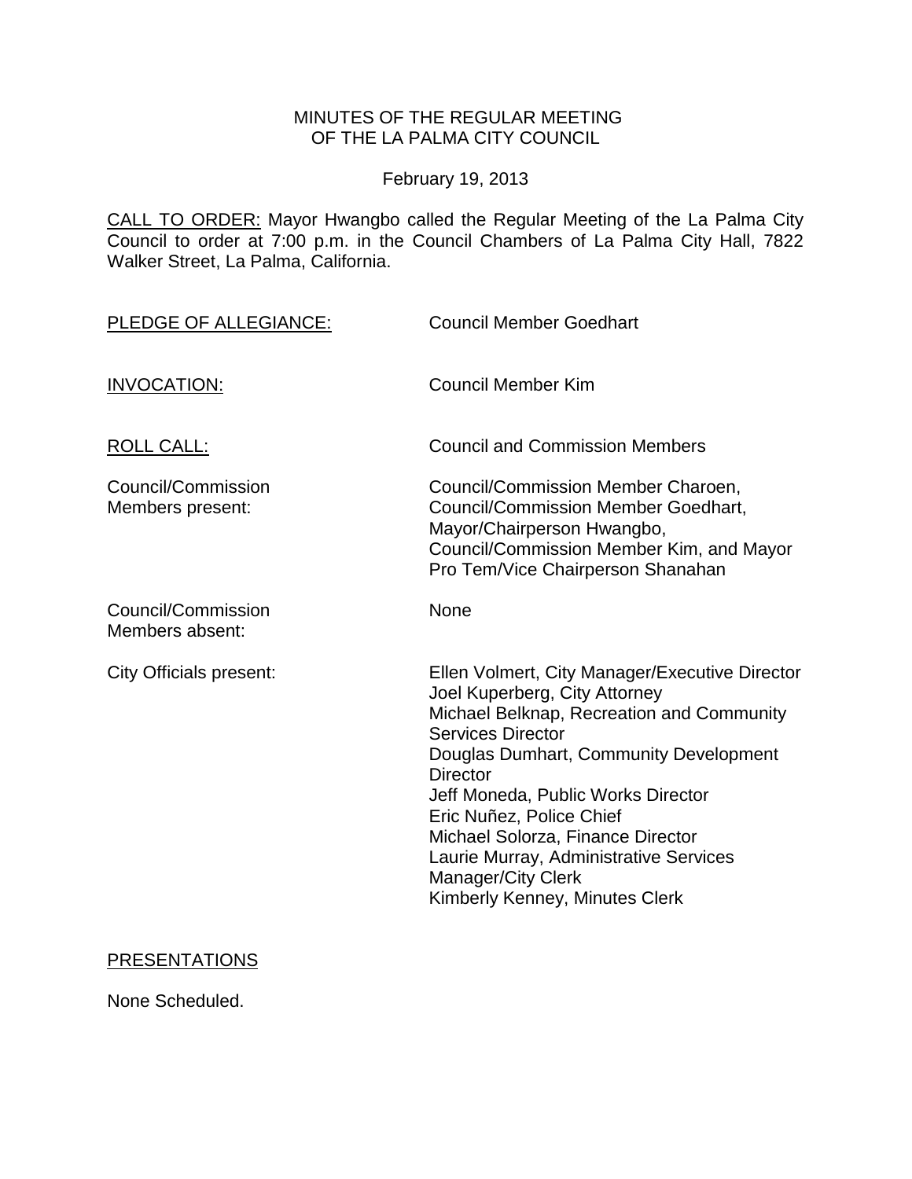MINUTES OF THE REGULAR MEETING
OF THE LA PALMA CITY COUNCIL

February 19, 2013

CALL TO ORDER: Mayor Hwangbo called the Regular Meeting of the La Palma City Council to order at 7:00 p.m. in the Council Chambers of La Palma City Hall, 7822 Walker Street, La Palma, California.

| | |
|---|---|
| PLEDGE OF ALLEGIANCE: | Council Member Goedhart |
| INVOCATION: | Council Member Kim |
| ROLL CALL: | Council and Commission Members |
| Council/Commission Members present: | Council/Commission Member Charoen, Council/Commission Member Goedhart, Mayor/Chairperson Hwangbo, Council/Commission Member Kim, and Mayor Pro Tem/Vice Chairperson Shanahan |
| Council/Commission Members absent: | None |
| City Officials present: | Ellen Volmert, City Manager/Executive Director<br>Joel Kuperberg, City Attorney<br>Michael Belknap, Recreation and Community Services Director<br>Douglas Dumhart, Community Development Director<br>Jeff Moneda, Public Works Director<br>Eric Nuñez, Police Chief<br>Michael Solorza, Finance Director<br>Laurie Murray, Administrative Services Manager/City Clerk<br>Kimberly Kenney, Minutes Clerk |

PRESENTATIONS

None Scheduled.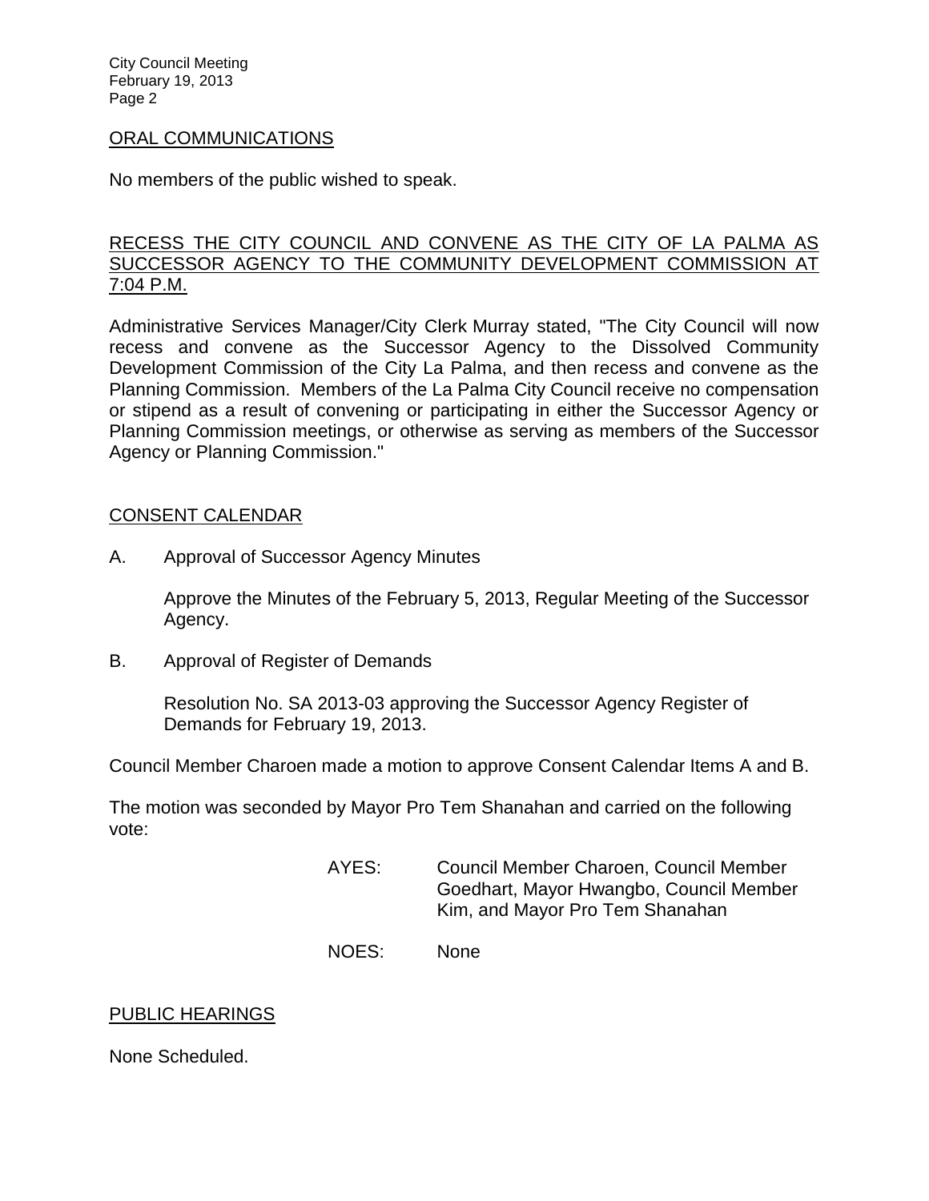## ORAL COMMUNICATIONS

No members of the public wished to speak.

## RECESS THE CITY COUNCIL AND CONVENE AS THE CITY OF LA PALMA AS SUCCESSOR AGENCY TO THE COMMUNITY DEVELOPMENT COMMISSION AT 7:04 P.M.

Administrative Services Manager/City Clerk Murray stated, "The City Council will now recess and convene as the Successor Agency to the Dissolved Community Development Commission of the City La Palma, and then recess and convene as the Planning Commission. Members of the La Palma City Council receive no compensation or stipend as a result of convening or participating in either the Successor Agency or Planning Commission meetings, or otherwise as serving as members of the Successor Agency or Planning Commission."

## CONSENT CALENDAR

A. Approval of Successor Agency Minutes

Approve the Minutes of the February 5, 2013, Regular Meeting of the Successor Agency.

B. Approval of Register of Demands

Resolution No. SA 2013-03 approving the Successor Agency Register of Demands for February 19, 2013.

Council Member Charoen made a motion to approve Consent Calendar Items A and B.

The motion was seconded by Mayor Pro Tem Shanahan and carried on the following vote:

AYES: Council Member Charoen, Council Member Goedhart, Mayor Hwangbo, Council Member Kim, and Mayor Pro Tem Shanahan

NOES: None

## PUBLIC HEARINGS

None Scheduled.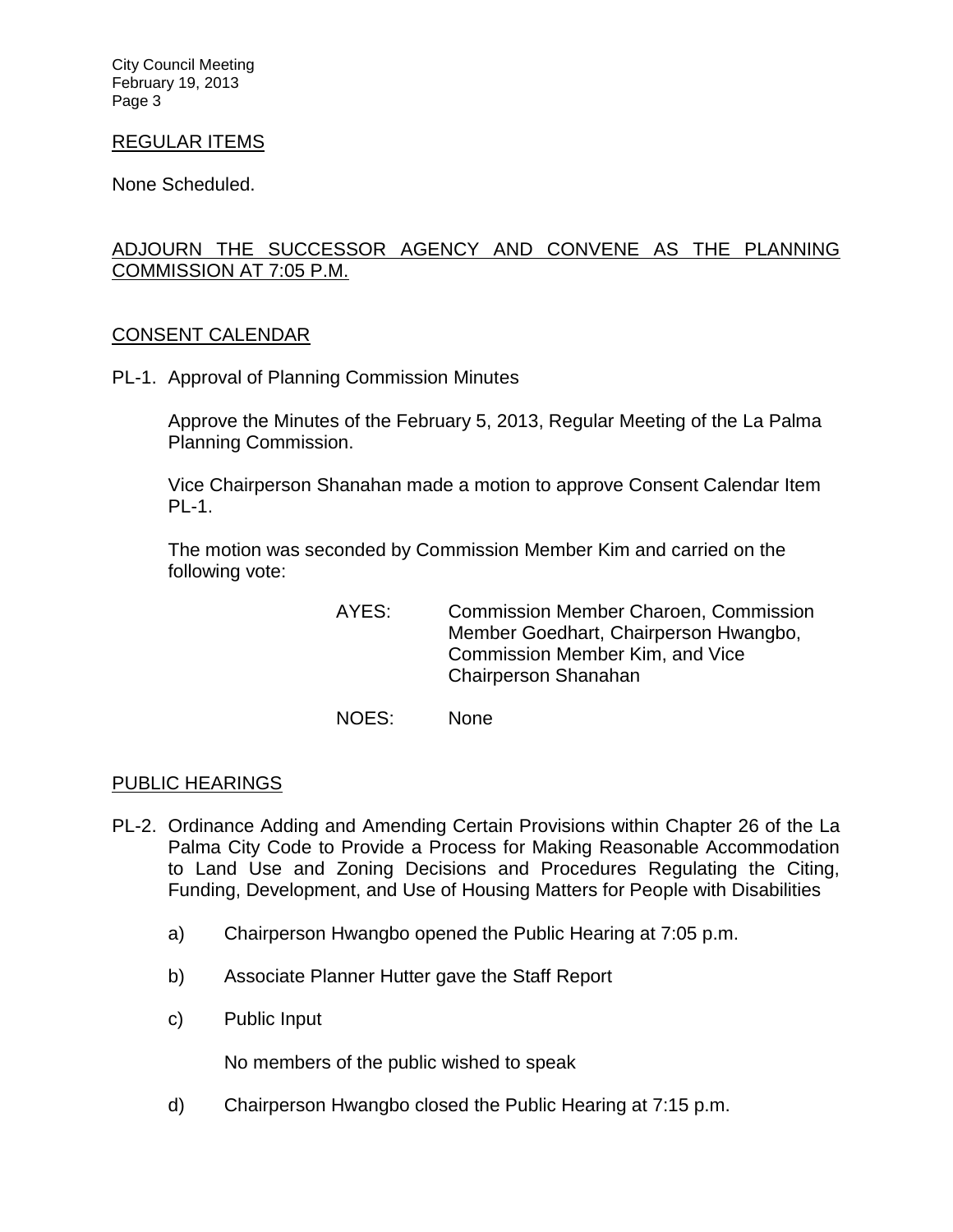## REGULAR ITEMS

None Scheduled.

## ADJOURN THE SUCCESSOR AGENCY AND CONVENE AS THE PLANNING COMMISSION AT 7:05 P.M.

## CONSENT CALENDAR

PL-1. Approval of Planning Commission Minutes

Approve the Minutes of the February 5, 2013, Regular Meeting of the La Palma Planning Commission.

Vice Chairperson Shanahan made a motion to approve Consent Calendar Item PL-1.

The motion was seconded by Commission Member Kim and carried on the following vote:

AYES: Commission Member Charoen, Commission Member Goedhart, Chairperson Hwangbo, Commission Member Kim, and Vice Chairperson Shanahan

NOES: None

## PUBLIC HEARINGS

PL-2. Ordinance Adding and Amending Certain Provisions within Chapter 26 of the La Palma City Code to Provide a Process for Making Reasonable Accommodation to Land Use and Zoning Decisions and Procedures Regulating the Citing, Funding, Development, and Use of Housing Matters for People with Disabilities

a) Chairperson Hwangbo opened the Public Hearing at 7:05 p.m.

b) Associate Planner Hutter gave the Staff Report

c) Public Input

No members of the public wished to speak

d) Chairperson Hwangbo closed the Public Hearing at 7:15 p.m.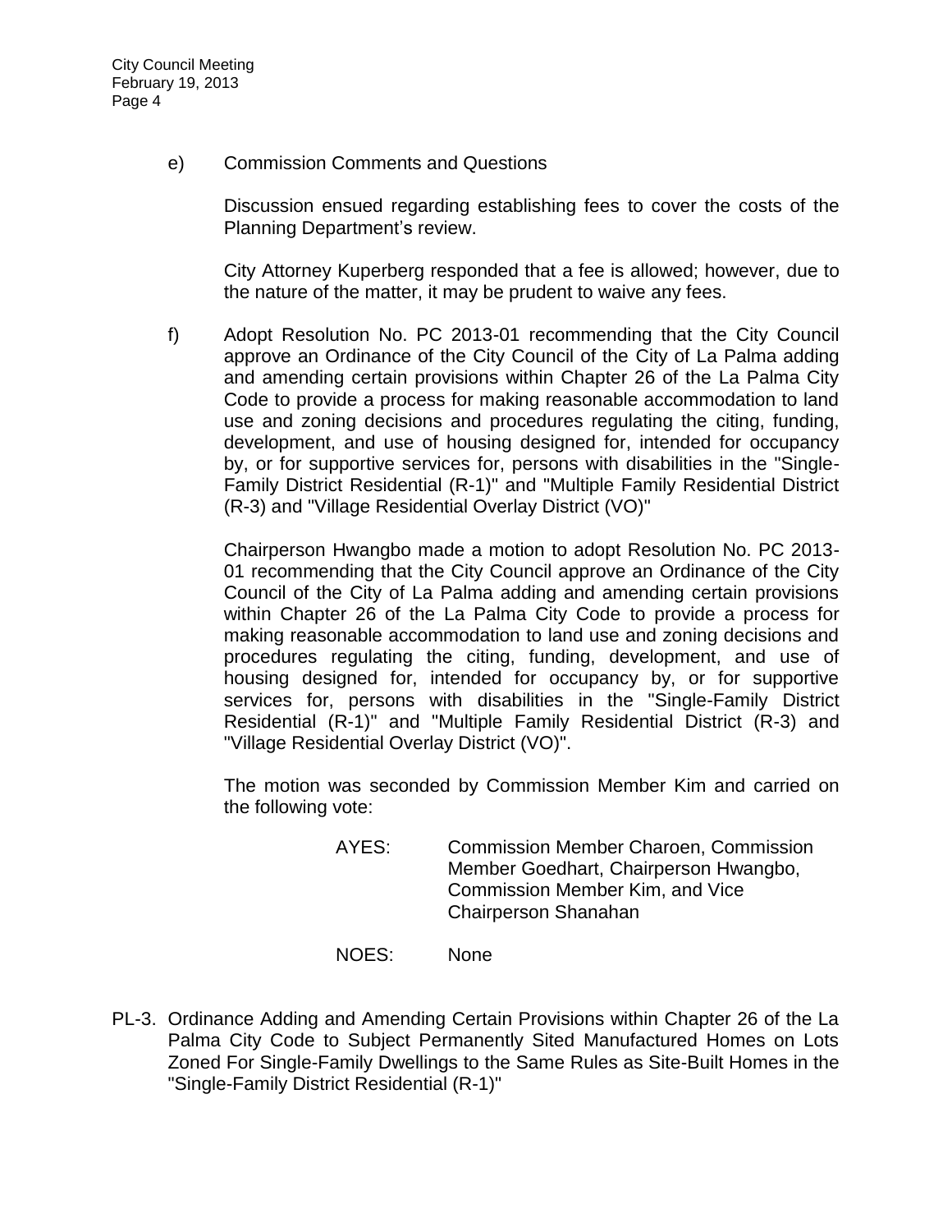e) Commission Comments and Questions

Discussion ensued regarding establishing fees to cover the costs of the Planning Department's review.

City Attorney Kuperberg responded that a fee is allowed; however, due to the nature of the matter, it may be prudent to waive any fees.

f) Adopt Resolution No. PC 2013-01 recommending that the City Council approve an Ordinance of the City Council of the City of La Palma adding and amending certain provisions within Chapter 26 of the La Palma City Code to provide a process for making reasonable accommodation to land use and zoning decisions and procedures regulating the citing, funding, development, and use of housing designed for, intended for occupancy by, or for supportive services for, persons with disabilities in the "Single-Family District Residential (R-1)" and "Multiple Family Residential District (R-3) and "Village Residential Overlay District (VO)"

Chairperson Hwangbo made a motion to adopt Resolution No. PC 2013-01 recommending that the City Council approve an Ordinance of the City Council of the City of La Palma adding and amending certain provisions within Chapter 26 of the La Palma City Code to provide a process for making reasonable accommodation to land use and zoning decisions and procedures regulating the citing, funding, development, and use of housing designed for, intended for occupancy by, or for supportive services for, persons with disabilities in the "Single-Family District Residential (R-1)" and "Multiple Family Residential District (R-3) and "Village Residential Overlay District (VO)".

The motion was seconded by Commission Member Kim and carried on the following vote:

AYES: Commission Member Charoen, Commission Member Goedhart, Chairperson Hwangbo, Commission Member Kim, and Vice Chairperson Shanahan

NOES: None

PL-3. Ordinance Adding and Amending Certain Provisions within Chapter 26 of the La Palma City Code to Subject Permanently Sited Manufactured Homes on Lots Zoned For Single-Family Dwellings to the Same Rules as Site-Built Homes in the "Single-Family District Residential (R-1)"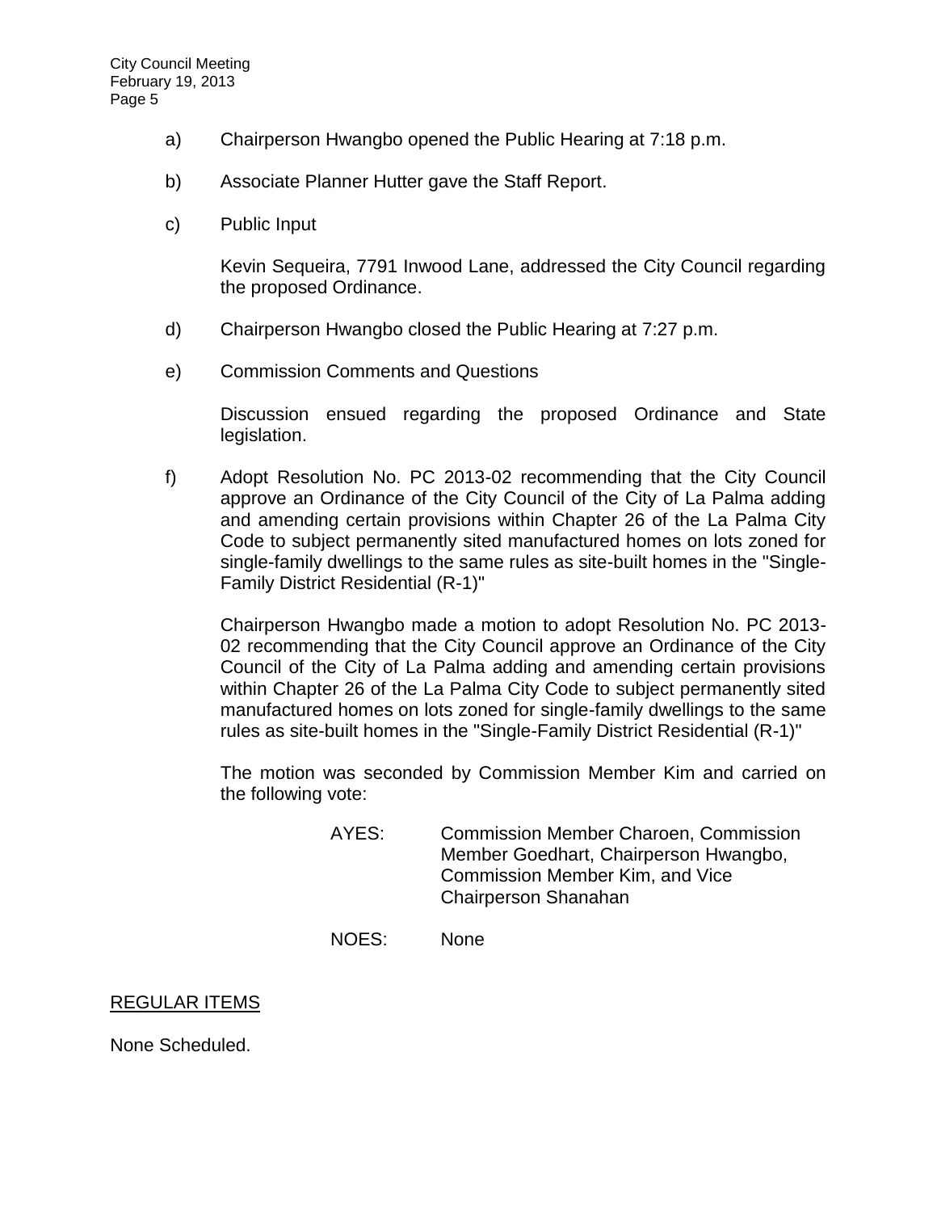a) Chairperson Hwangbo opened the Public Hearing at 7:18 p.m.

b) Associate Planner Hutter gave the Staff Report.

c) Public Input

   Kevin Sequeira, 7791 Inwood Lane, addressed the City Council regarding the proposed Ordinance.

d) Chairperson Hwangbo closed the Public Hearing at 7:27 p.m.

e) Commission Comments and Questions

   Discussion ensued regarding the proposed Ordinance and State legislation.

f) Adopt Resolution No. PC 2013-02 recommending that the City Council approve an Ordinance of the City Council of the City of La Palma adding and amending certain provisions within Chapter 26 of the La Palma City Code to subject permanently sited manufactured homes on lots zoned for single-family dwellings to the same rules as site-built homes in the "Single-Family District Residential (R-1)"

   Chairperson Hwangbo made a motion to adopt Resolution No. PC 2013-02 recommending that the City Council approve an Ordinance of the City Council of the City of La Palma adding and amending certain provisions within Chapter 26 of the La Palma City Code to subject permanently sited manufactured homes on lots zoned for single-family dwellings to the same rules as site-built homes in the "Single-Family District Residential (R-1)"

   The motion was seconded by Commission Member Kim and carried on the following vote:

   AYES: Commission Member Charoen, Commission Member Goedhart, Chairperson Hwangbo, Commission Member Kim, and Vice Chairperson Shanahan

   NOES: None

<u>REGULAR ITEMS</u>

None Scheduled.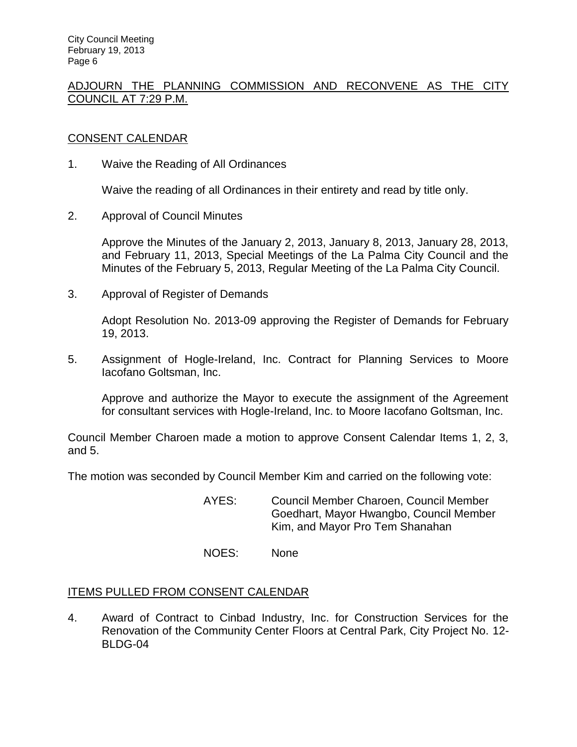## ADJOURN THE PLANNING COMMISSION AND RECONVENE AS THE CITY COUNCIL AT 7:29 P.M.

## CONSENT CALENDAR

1. Waive the Reading of All Ordinances

   Waive the reading of all Ordinances in their entirety and read by title only.

2. Approval of Council Minutes

   Approve the Minutes of the January 2, 2013, January 8, 2013, January 28, 2013, and February 11, 2013, Special Meetings of the La Palma City Council and the Minutes of the February 5, 2013, Regular Meeting of the La Palma City Council.

3. Approval of Register of Demands

   Adopt Resolution No. 2013-09 approving the Register of Demands for February 19, 2013.

5. Assignment of Hogle-Ireland, Inc. Contract for Planning Services to Moore Iacofano Goltsman, Inc.

   Approve and authorize the Mayor to execute the assignment of the Agreement for consultant services with Hogle-Ireland, Inc. to Moore Iacofano Goltsman, Inc.

Council Member Charoen made a motion to approve Consent Calendar Items 1, 2, 3, and 5.

The motion was seconded by Council Member Kim and carried on the following vote:

AYES: Council Member Charoen, Council Member Goedhart, Mayor Hwangbo, Council Member Kim, and Mayor Pro Tem Shanahan

NOES: None

## ITEMS PULLED FROM CONSENT CALENDAR

4. Award of Contract to Cinbad Industry, Inc. for Construction Services for the Renovation of the Community Center Floors at Central Park, City Project No. 12-BLDG-04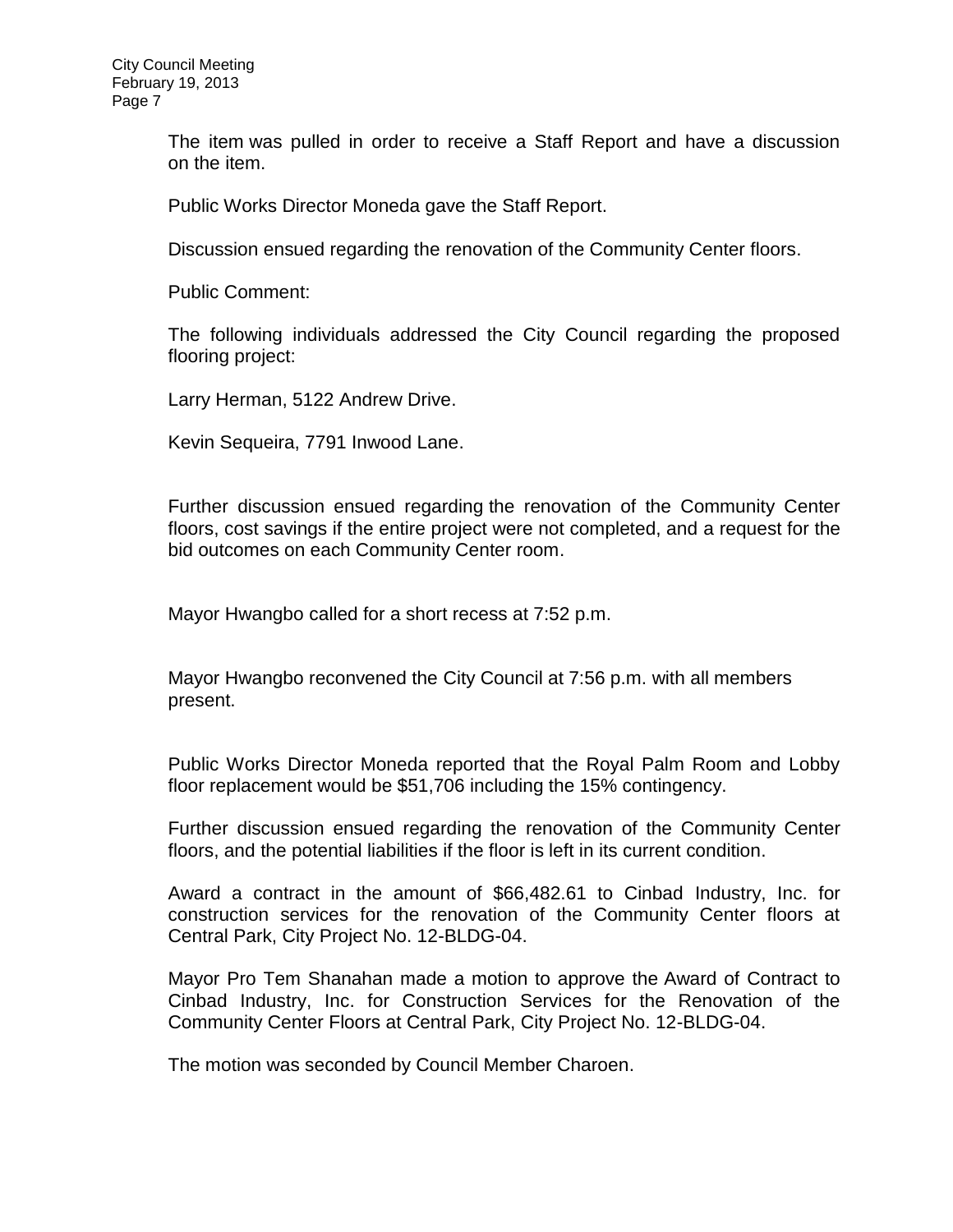The item was pulled in order to receive a Staff Report and have a discussion on the item.

Public Works Director Moneda gave the Staff Report.

Discussion ensued regarding the renovation of the Community Center floors.

Public Comment:

The following individuals addressed the City Council regarding the proposed flooring project:

Larry Herman, 5122 Andrew Drive.

Kevin Sequeira, 7791 Inwood Lane.

Further discussion ensued regarding the renovation of the Community Center floors, cost savings if the entire project were not completed, and a request for the bid outcomes on each Community Center room.

Mayor Hwangbo called for a short recess at 7:52 p.m.

Mayor Hwangbo reconvened the City Council at 7:56 p.m. with all members present.

Public Works Director Moneda reported that the Royal Palm Room and Lobby floor replacement would be $51,706 including the 15% contingency.

Further discussion ensued regarding the renovation of the Community Center floors, and the potential liabilities if the floor is left in its current condition.

Award a contract in the amount of $66,482.61 to Cinbad Industry, Inc. for construction services for the renovation of the Community Center floors at Central Park, City Project No. 12-BLDG-04.

Mayor Pro Tem Shanahan made a motion to approve the Award of Contract to Cinbad Industry, Inc. for Construction Services for the Renovation of the Community Center Floors at Central Park, City Project No. 12-BLDG-04.

The motion was seconded by Council Member Charoen.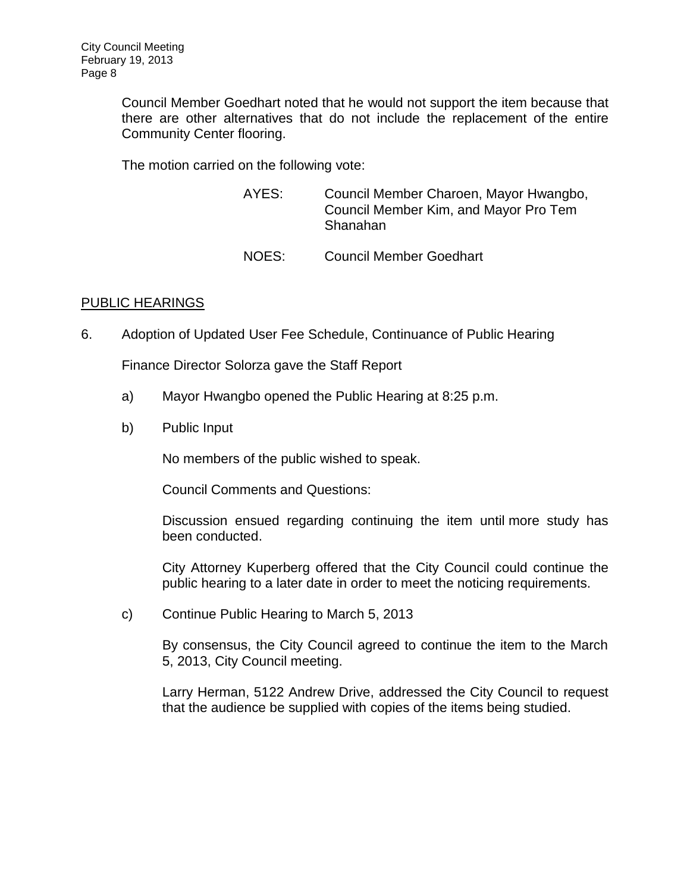Council Member Goedhart noted that he would not support the item because that there are other alternatives that do not include the replacement of the entire Community Center flooring.

The motion carried on the following vote:

AYES: Council Member Charoen, Mayor Hwangbo, Council Member Kim, and Mayor Pro Tem Shanahan

NOES: Council Member Goedhart

## PUBLIC HEARINGS

6. Adoption of Updated User Fee Schedule, Continuance of Public Hearing

   Finance Director Solorza gave the Staff Report

   a) Mayor Hwangbo opened the Public Hearing at 8:25 p.m.

   b) Public Input

      No members of the public wished to speak.

      Council Comments and Questions:

      Discussion ensued regarding continuing the item until more study has been conducted.

      City Attorney Kuperberg offered that the City Council could continue the public hearing to a later date in order to meet the noticing requirements.

   c) Continue Public Hearing to March 5, 2013

      By consensus, the City Council agreed to continue the item to the March 5, 2013, City Council meeting.

      Larry Herman, 5122 Andrew Drive, addressed the City Council to request that the audience be supplied with copies of the items being studied.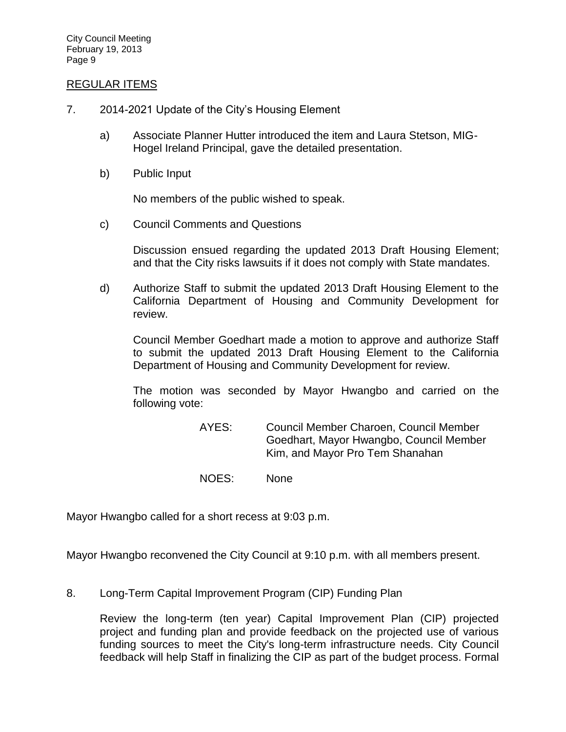REGULAR ITEMS

7. 2014-2021 Update of the City's Housing Element

   a) Associate Planner Hutter introduced the item and Laura Stetson, MIG-Hogel Ireland Principal, gave the detailed presentation.

   b) Public Input

      No members of the public wished to speak.

   c) Council Comments and Questions

      Discussion ensued regarding the updated 2013 Draft Housing Element; and that the City risks lawsuits if it does not comply with State mandates.

   d) Authorize Staff to submit the updated 2013 Draft Housing Element to the California Department of Housing and Community Development for review.

      Council Member Goedhart made a motion to approve and authorize Staff to submit the updated 2013 Draft Housing Element to the California Department of Housing and Community Development for review.

      The motion was seconded by Mayor Hwangbo and carried on the following vote:

      AYES: Council Member Charoen, Council Member Goedhart, Mayor Hwangbo, Council Member Kim, and Mayor Pro Tem Shanahan

      NOES: None

Mayor Hwangbo called for a short recess at 9:03 p.m.

Mayor Hwangbo reconvened the City Council at 9:10 p.m. with all members present.

8. Long-Term Capital Improvement Program (CIP) Funding Plan

   Review the long-term (ten year) Capital Improvement Plan (CIP) projected project and funding plan and provide feedback on the projected use of various funding sources to meet the City's long-term infrastructure needs. City Council feedback will help Staff in finalizing the CIP as part of the budget process. Formal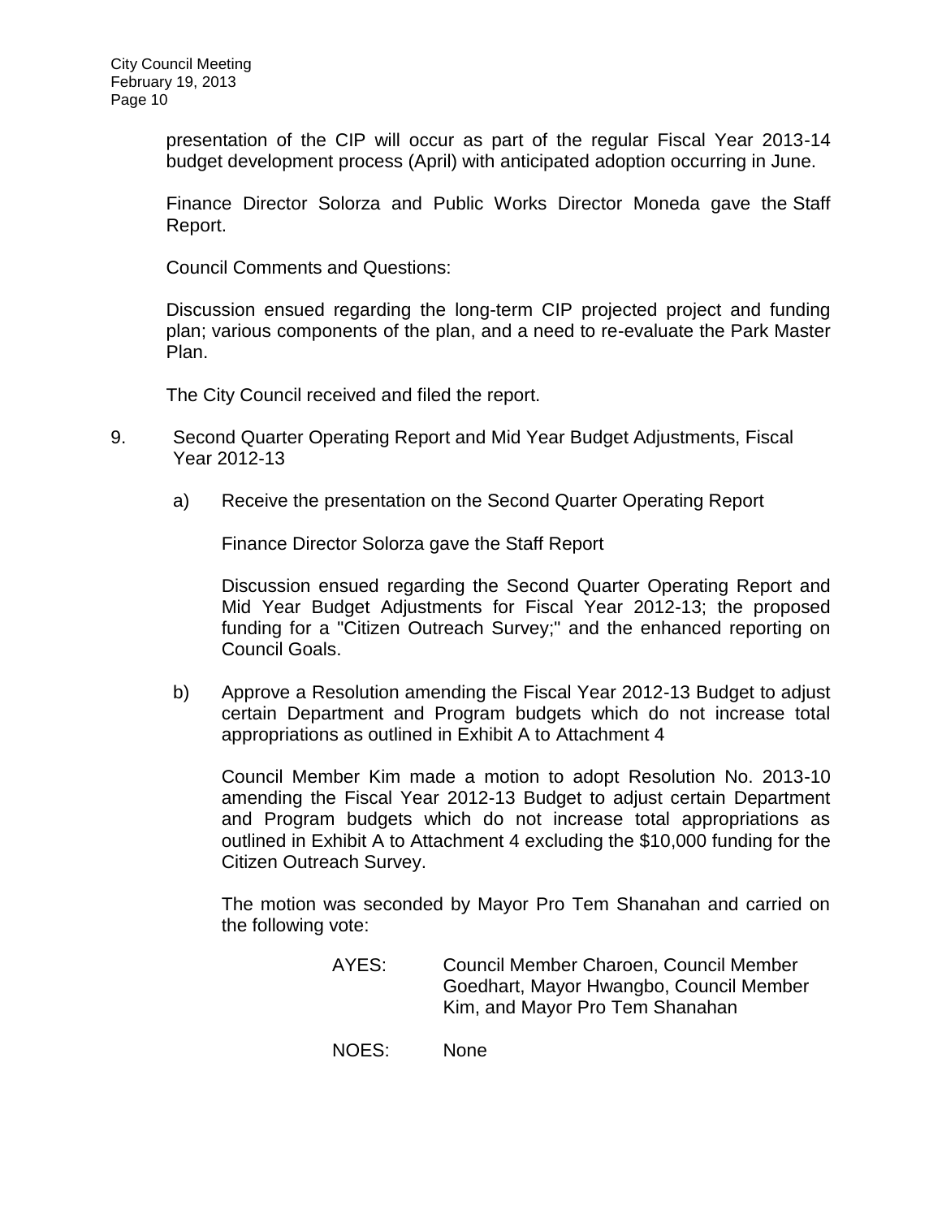presentation of the CIP will occur as part of the regular Fiscal Year 2013-14 budget development process (April) with anticipated adoption occurring in June.

Finance Director Solorza and Public Works Director Moneda gave the Staff Report.

Council Comments and Questions:

Discussion ensued regarding the long-term CIP projected project and funding plan; various components of the plan, and a need to re-evaluate the Park Master Plan.

The City Council received and filed the report.

9. Second Quarter Operating Report and Mid Year Budget Adjustments, Fiscal Year 2012-13

   a) Receive the presentation on the Second Quarter Operating Report

      Finance Director Solorza gave the Staff Report

      Discussion ensued regarding the Second Quarter Operating Report and Mid Year Budget Adjustments for Fiscal Year 2012-13; the proposed funding for a "Citizen Outreach Survey;" and the enhanced reporting on Council Goals.

   b) Approve a Resolution amending the Fiscal Year 2012-13 Budget to adjust certain Department and Program budgets which do not increase total appropriations as outlined in Exhibit A to Attachment 4

      Council Member Kim made a motion to adopt Resolution No. 2013-10 amending the Fiscal Year 2012-13 Budget to adjust certain Department and Program budgets which do not increase total appropriations as outlined in Exhibit A to Attachment 4 excluding the $10,000 funding for the Citizen Outreach Survey.

      The motion was seconded by Mayor Pro Tem Shanahan and carried on the following vote:

      AYES: Council Member Charoen, Council Member Goedhart, Mayor Hwangbo, Council Member Kim, and Mayor Pro Tem Shanahan

      NOES: None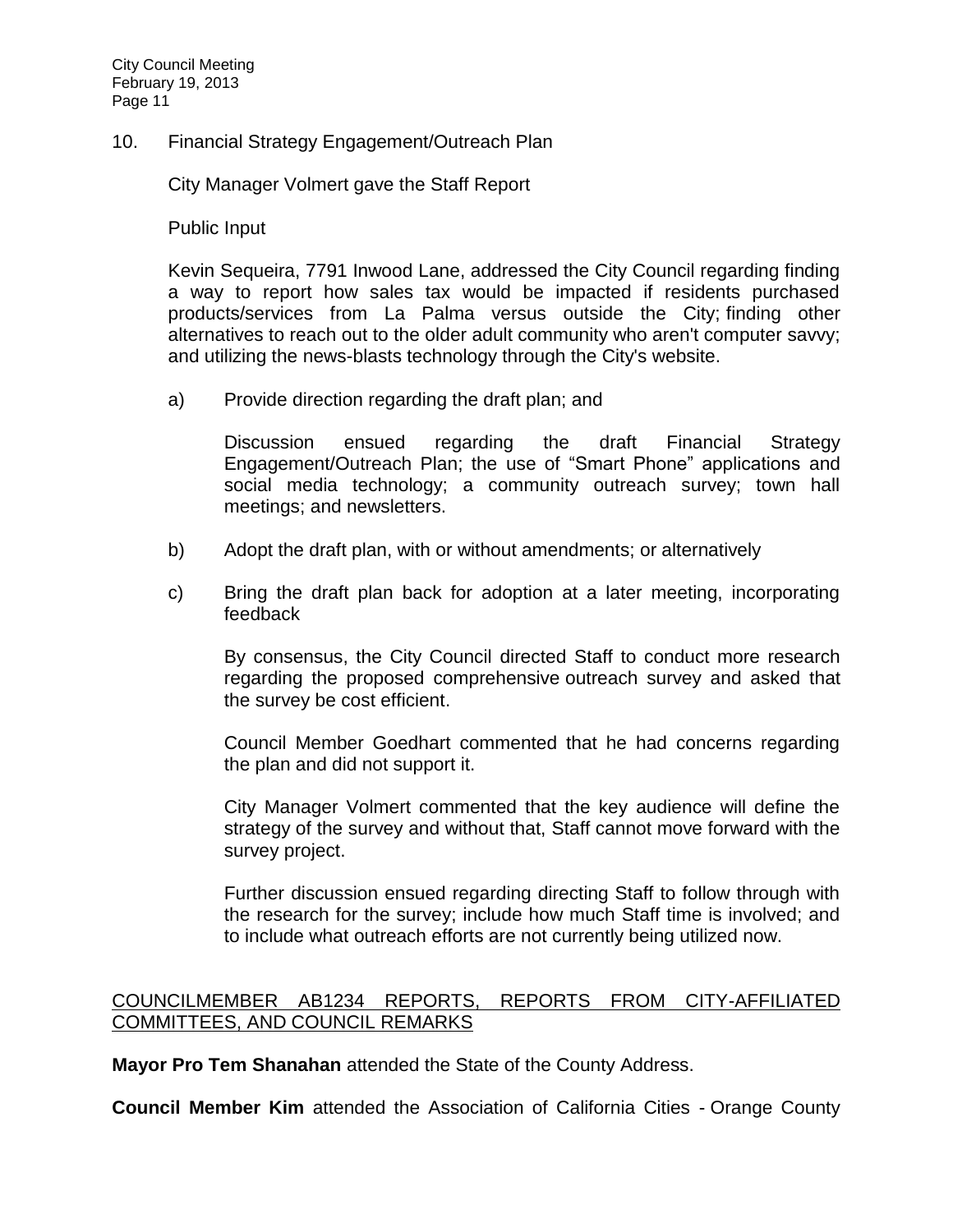10. Financial Strategy Engagement/Outreach Plan

City Manager Volmert gave the Staff Report

Public Input

Kevin Sequeira, 7791 Inwood Lane, addressed the City Council regarding finding a way to report how sales tax would be impacted if residents purchased products/services from La Palma versus outside the City; finding other alternatives to reach out to the older adult community who aren't computer savvy; and utilizing the news-blasts technology through the City's website.

a) Provide direction regarding the draft plan; and

Discussion ensued regarding the draft Financial Strategy Engagement/Outreach Plan; the use of "Smart Phone" applications and social media technology; a community outreach survey; town hall meetings; and newsletters.

b) Adopt the draft plan, with or without amendments; or alternatively

c) Bring the draft plan back for adoption at a later meeting, incorporating feedback

By consensus, the City Council directed Staff to conduct more research regarding the proposed comprehensive outreach survey and asked that the survey be cost efficient.

Council Member Goedhart commented that he had concerns regarding the plan and did not support it.

City Manager Volmert commented that the key audience will define the strategy of the survey and without that, Staff cannot move forward with the survey project.

Further discussion ensued regarding directing Staff to follow through with the research for the survey; include how much Staff time is involved; and to include what outreach efforts are not currently being utilized now.

## COUNCILMEMBER AB1234 REPORTS, REPORTS FROM CITY-AFFILIATED COMMITTEES, AND COUNCIL REMARKS

**Mayor Pro Tem Shanahan** attended the State of the County Address.

**Council Member Kim** attended the Association of California Cities - Orange County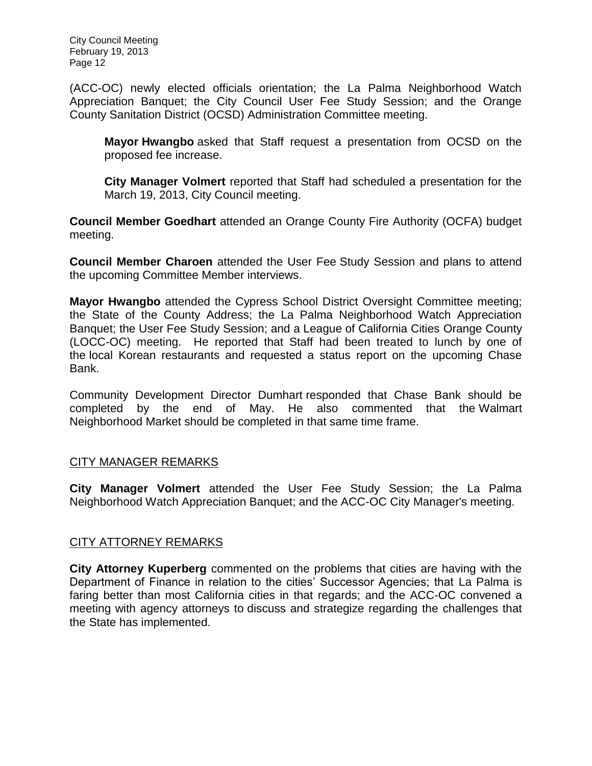(ACC-OC) newly elected officials orientation; the La Palma Neighborhood Watch Appreciation Banquet; the City Council User Fee Study Session; and the Orange County Sanitation District (OCSD) Administration Committee meeting.

> **Mayor Hwangbo** asked that Staff request a presentation from OCSD on the proposed fee increase.
>
> **City Manager Volmert** reported that Staff had scheduled a presentation for the March 19, 2013, City Council meeting.

**Council Member Goedhart** attended an Orange County Fire Authority (OCFA) budget meeting.

**Council Member Charoen** attended the User Fee Study Session and plans to attend the upcoming Committee Member interviews.

**Mayor Hwangbo** attended the Cypress School District Oversight Committee meeting; the State of the County Address; the La Palma Neighborhood Watch Appreciation Banquet; the User Fee Study Session; and a League of California Cities Orange County (LOCC-OC) meeting. He reported that Staff had been treated to lunch by one of the local Korean restaurants and requested a status report on the upcoming Chase Bank.

Community Development Director Dumhart responded that Chase Bank should be completed by the end of May. He also commented that the Walmart Neighborhood Market should be completed in that same time frame.

## CITY MANAGER REMARKS

**City Manager Volmert** attended the User Fee Study Session; the La Palma Neighborhood Watch Appreciation Banquet; and the ACC-OC City Manager's meeting.

## CITY ATTORNEY REMARKS

**City Attorney Kuperberg** commented on the problems that cities are having with the Department of Finance in relation to the cities' Successor Agencies; that La Palma is faring better than most California cities in that regards; and the ACC-OC convened a meeting with agency attorneys to discuss and strategize regarding the challenges that the State has implemented.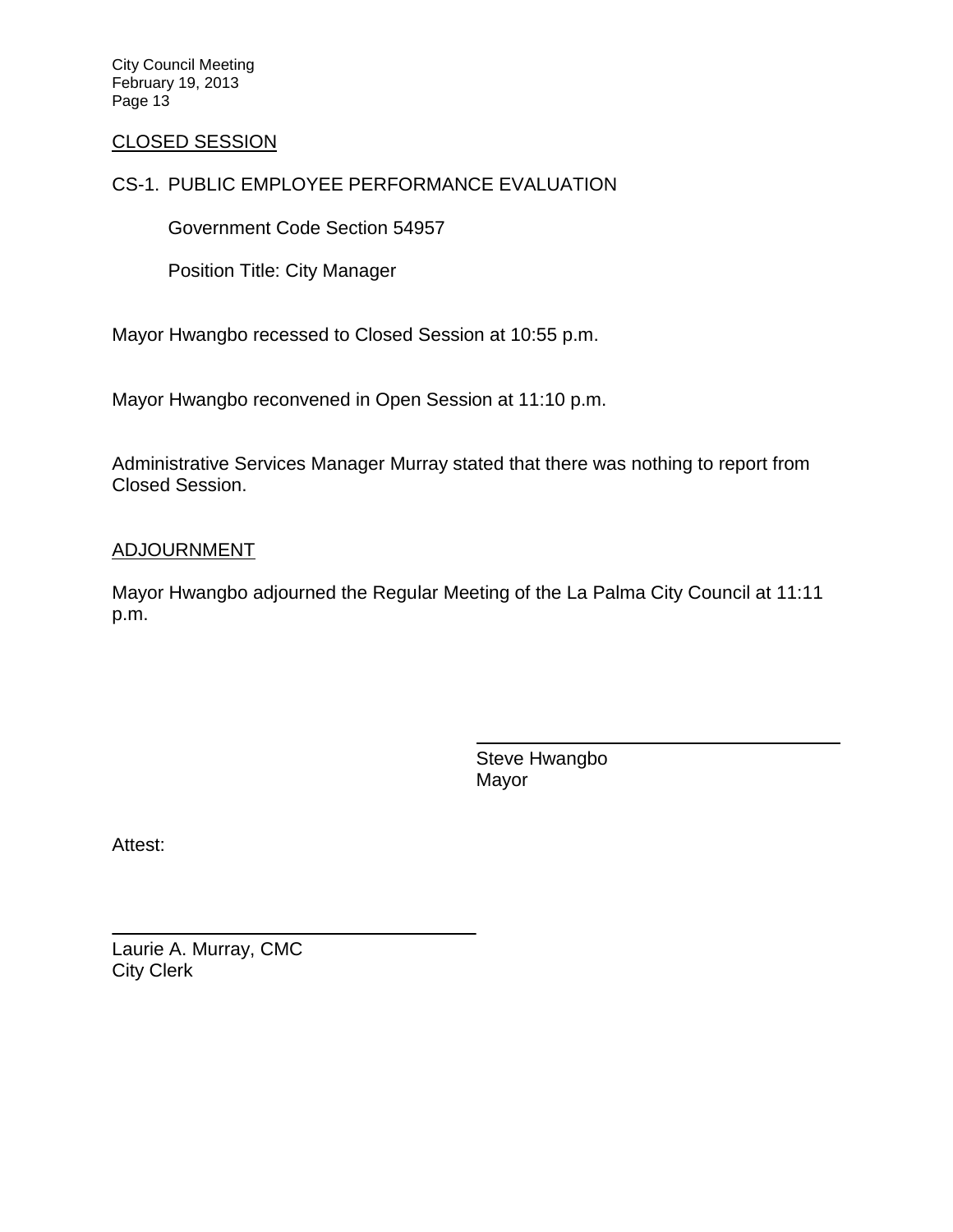## CLOSED SESSION

CS-1. PUBLIC EMPLOYEE PERFORMANCE EVALUATION

Government Code Section 54957

Position Title: City Manager

Mayor Hwangbo recessed to Closed Session at 10:55 p.m.

Mayor Hwangbo reconvened in Open Session at 11:10 p.m.

Administrative Services Manager Murray stated that there was nothing to report from Closed Session.

## ADJOURNMENT

Mayor Hwangbo adjourned the Regular Meeting of the La Palma City Council at 11:11 p.m.

\_\_\_\_\_\_\_\_\_\_\_\_\_\_\_\_\_\_\_\_\_\_\_\_\_\_\_\_\_\_\_\_\_\_

Steve Hwangbo
Mayor

Attest:

\_\_\_\_\_\_\_\_\_\_\_\_\_\_\_\_\_\_\_\_\_\_\_\_\_\_\_\_\_\_\_\_\_\_

Laurie A. Murray, CMC
City Clerk